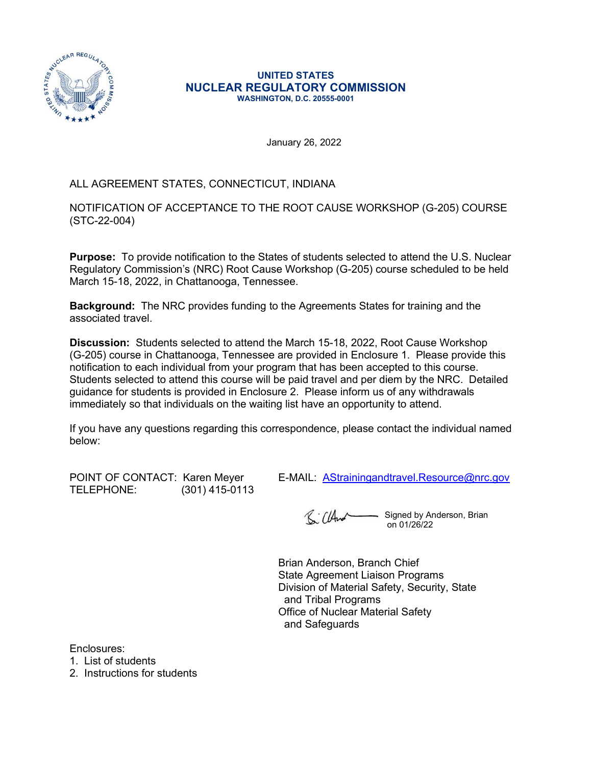# UNITED STATES
# NUCLEAR REGULATORY COMMISSION
**WASHINGTON, D.C. 20555-0001**

January 26, 2022

ALL AGREEMENT STATES, CONNECTICUT, INDIANA

NOTIFICATION OF ACCEPTANCE TO THE ROOT CAUSE WORKSHOP (G-205) COURSE (STC-22-004)

**Purpose:** To provide notification to the States of students selected to attend the U.S. Nuclear Regulatory Commission's (NRC) Root Cause Workshop (G-205) course scheduled to be held March 15-18, 2022, in Chattanooga, Tennessee.

**Background:** The NRC provides funding to the Agreements States for training and the associated travel.

**Discussion:** Students selected to attend the March 15-18, 2022, Root Cause Workshop (G-205) course in Chattanooga, Tennessee are provided in Enclosure 1. Please provide this notification to each individual from your program that has been accepted to this course. Students selected to attend this course will be paid travel and per diem by the NRC. Detailed guidance for students is provided in Enclosure 2. Please inform us of any withdrawals immediately so that individuals on the waiting list have an opportunity to attend.

If you have any questions regarding this correspondence, please contact the individual named below:

POINT OF CONTACT: Karen Meyer
TELEPHONE: (301) 415-0113
E-MAIL: AStrainingandtravel.Resource@nrc.gov

Signed by Anderson, Brian on 01/26/22

Brian Anderson, Branch Chief
State Agreement Liaison Programs
Division of Material Safety, Security, State and Tribal Programs
Office of Nuclear Material Safety and Safeguards

Enclosures:
1. List of students
2. Instructions for students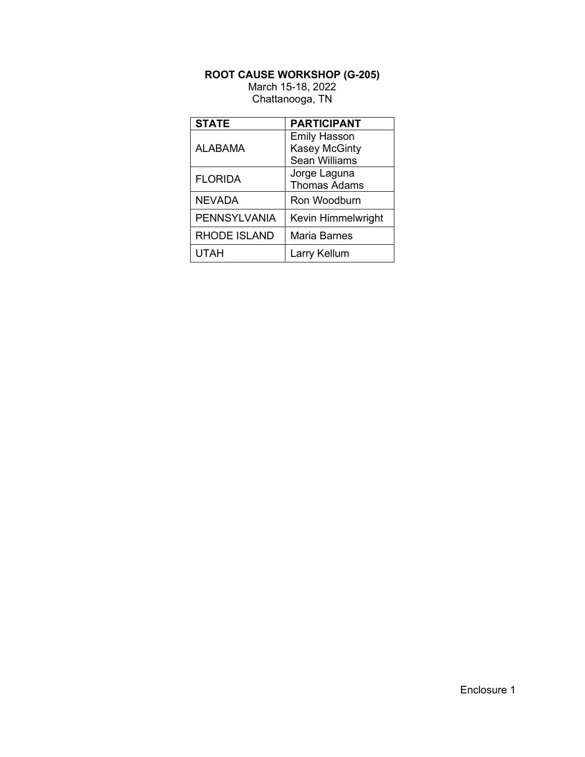**ROOT CAUSE WORKSHOP (G-205)**

March 15-18, 2022

Chattanooga, TN

| STATE | PARTICIPANT |
| --- | --- |
| ALABAMA | Emily Hasson<br>Kasey McGinty<br>Sean Williams |
| FLORIDA | Jorge Laguna<br>Thomas Adams |
| NEVADA | Ron Woodburn |
| PENNSYLVANIA | Kevin Himmelwright |
| RHODE ISLAND | Maria Barnes |
| UTAH | Larry Kellum |

Enclosure 1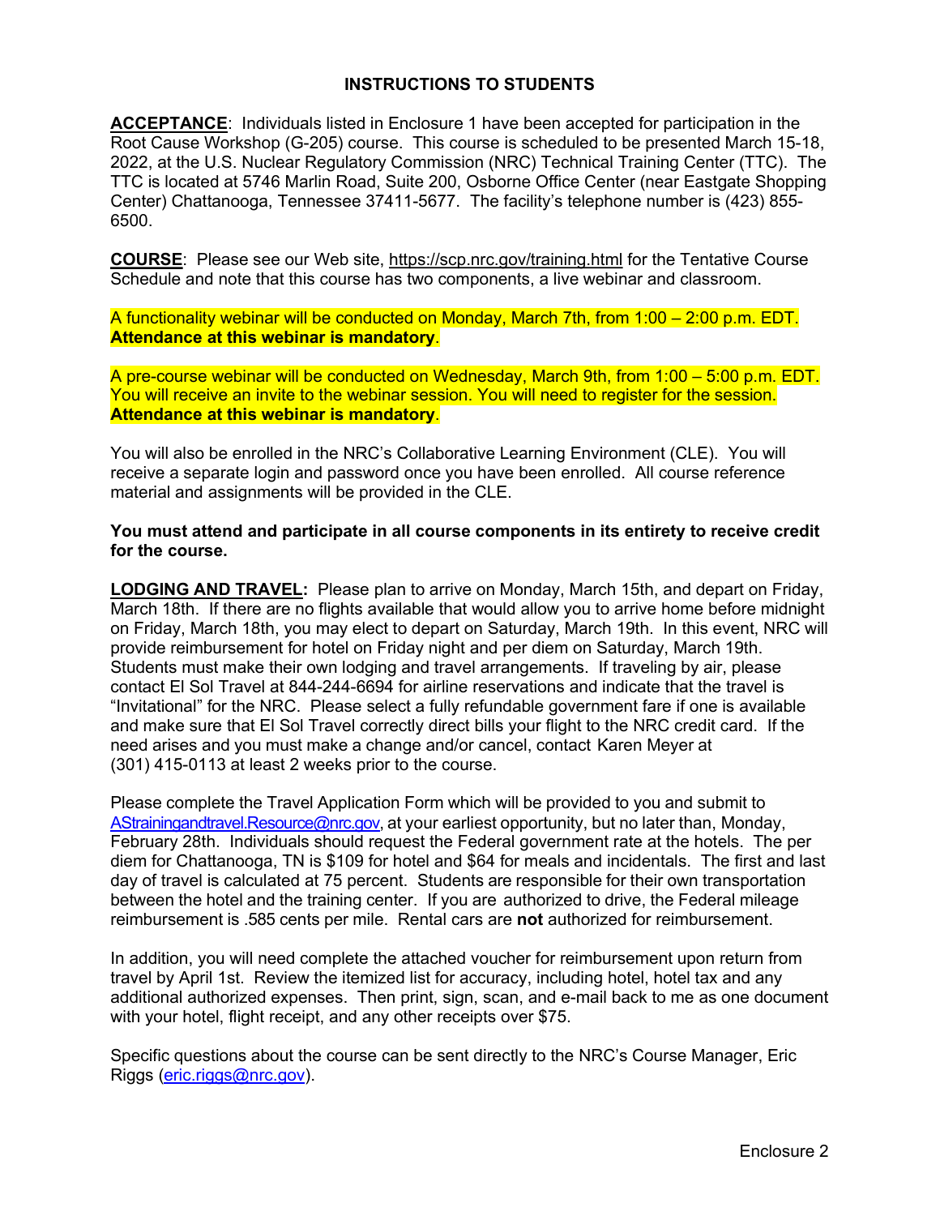## INSTRUCTIONS TO STUDENTS

**ACCEPTANCE**: Individuals listed in Enclosure 1 have been accepted for participation in the Root Cause Workshop (G-205) course. This course is scheduled to be presented March 15-18, 2022, at the U.S. Nuclear Regulatory Commission (NRC) Technical Training Center (TTC). The TTC is located at 5746 Marlin Road, Suite 200, Osborne Office Center (near Eastgate Shopping Center) Chattanooga, Tennessee 37411-5677. The facility's telephone number is (423) 855-6500.

**COURSE**: Please see our Web site, https://scp.nrc.gov/training.html for the Tentative Course Schedule and note that this course has two components, a live webinar and classroom.

A functionality webinar will be conducted on Monday, March 7th, from 1:00 – 2:00 p.m. EDT. **Attendance at this webinar is mandatory**.

A pre-course webinar will be conducted on Wednesday, March 9th, from 1:00 – 5:00 p.m. EDT. You will receive an invite to the webinar session. You will need to register for the session. **Attendance at this webinar is mandatory**.

You will also be enrolled in the NRC's Collaborative Learning Environment (CLE). You will receive a separate login and password once you have been enrolled. All course reference material and assignments will be provided in the CLE.

**You must attend and participate in all course components in its entirety to receive credit for the course.**

**LODGING AND TRAVEL:** Please plan to arrive on Monday, March 15th, and depart on Friday, March 18th. If there are no flights available that would allow you to arrive home before midnight on Friday, March 18th, you may elect to depart on Saturday, March 19th. In this event, NRC will provide reimbursement for hotel on Friday night and per diem on Saturday, March 19th. Students must make their own lodging and travel arrangements. If traveling by air, please contact El Sol Travel at 844-244-6694 for airline reservations and indicate that the travel is "Invitational" for the NRC. Please select a fully refundable government fare if one is available and make sure that El Sol Travel correctly direct bills your flight to the NRC credit card. If the need arises and you must make a change and/or cancel, contact Karen Meyer at (301) 415-0113 at least 2 weeks prior to the course.

Please complete the Travel Application Form which will be provided to you and submit to AStrainingandtravel.Resource@nrc.gov, at your earliest opportunity, but no later than, Monday, February 28th. Individuals should request the Federal government rate at the hotels. The per diem for Chattanooga, TN is $109 for hotel and $64 for meals and incidentals. The first and last day of travel is calculated at 75 percent. Students are responsible for their own transportation between the hotel and the training center. If you are authorized to drive, the Federal mileage reimbursement is .585 cents per mile. Rental cars are **not** authorized for reimbursement.

In addition, you will need complete the attached voucher for reimbursement upon return from travel by April 1st. Review the itemized list for accuracy, including hotel, hotel tax and any additional authorized expenses. Then print, sign, scan, and e-mail back to me as one document with your hotel, flight receipt, and any other receipts over $75.

Specific questions about the course can be sent directly to the NRC's Course Manager, Eric Riggs (eric.riggs@nrc.gov).

Enclosure 2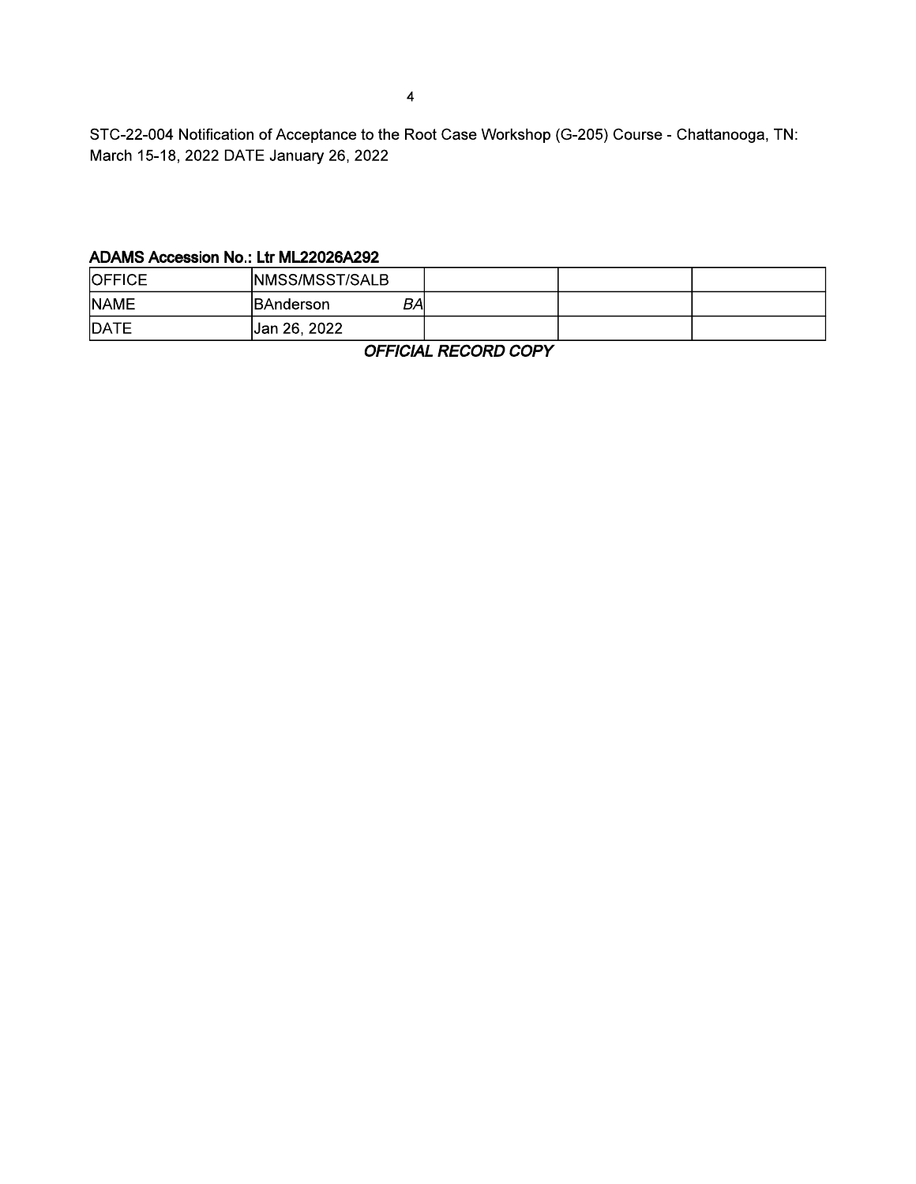STC-22-004 Notification of Acceptance to the Root Case Workshop (G-205) Course - Chattanooga, TN: March 15-18, 2022 DATE January 26, 2022

**ADAMS Accession No.: Ltr ML22026A292**

| | | | | |
|---|---|---|---|---|
| OFFICE | NMSS/MSST/SALB | | | |
| NAME | BAnderson *BA* | | | |
| DATE | Jan 26, 2022 | | | |

***OFFICIAL RECORD COPY***